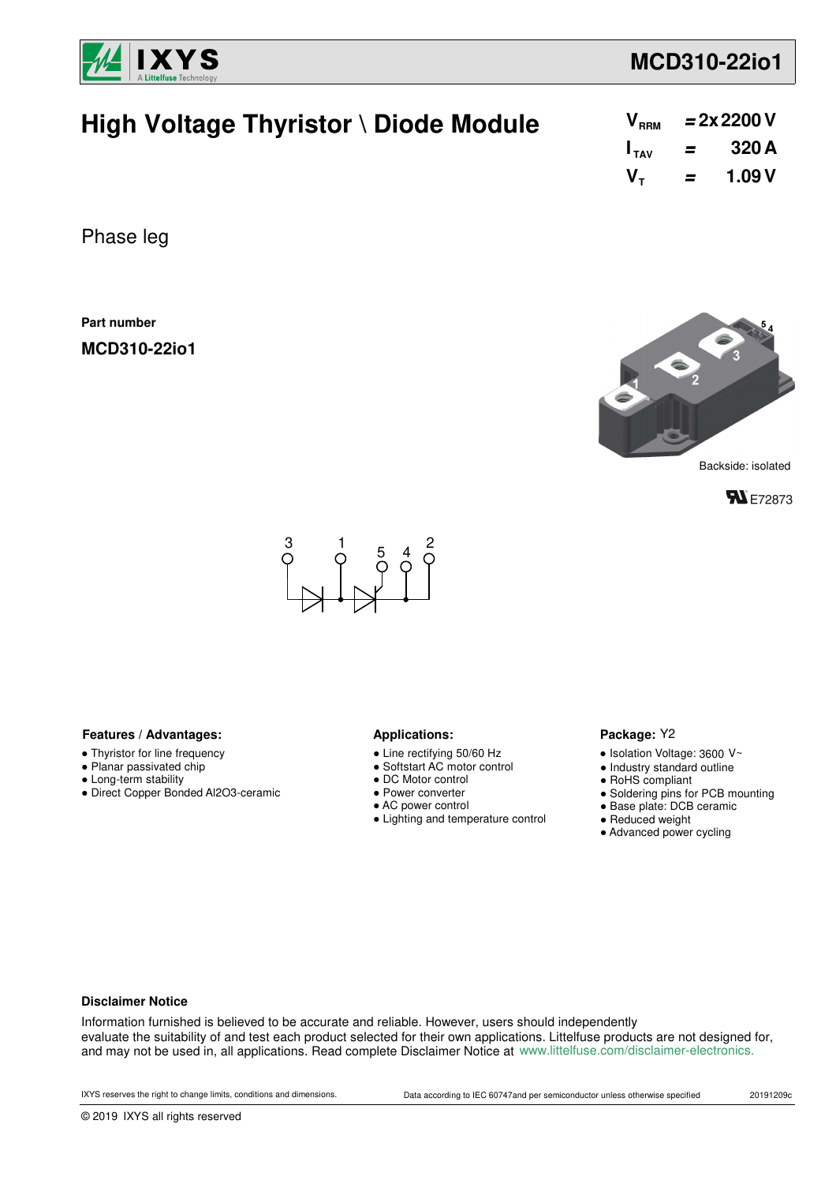# High Voltage Thyristor \ Diode Module

| | | |
|---|---|---|
| $V_{RRM}$ | = | 2x 2200 V |
| $I_{TAV}$ | = | 320 A |
| $V_T$ | = | 1.09 V |

Phase leg

**Part number**

**MCD310-22io1**

Backside: isolated

E72873

**Features / Advantages:**

- Thyristor for line frequency
- Planar passivated chip
- Long-term stability
- Direct Copper Bonded Al2O3-ceramic

**Applications:**

- Line rectifying 50/60 Hz
- Softstart AC motor control
- DC Motor control
- Power converter
- AC power control
- Lighting and temperature control

**Package:** Y2

- Isolation Voltage: 3600 V~
- Industry standard outline
- RoHS compliant
- Soldering pins for PCB mounting
- Base plate: DCB ceramic
- Reduced weight
- Advanced power cycling

**Disclaimer Notice**

Information furnished is believed to be accurate and reliable. However, users should independently evaluate the suitability of and test each product selected for their own applications. Littelfuse products are not designed for, and may not be used in, all applications. Read complete Disclaimer Notice at www.littelfuse.com/disclaimer-electronics.

IXYS reserves the right to change limits, conditions and dimensions.

Data according to IEC 60747and per semiconductor unless otherwise specified

20191209c

© 2019 IXYS all rights reserved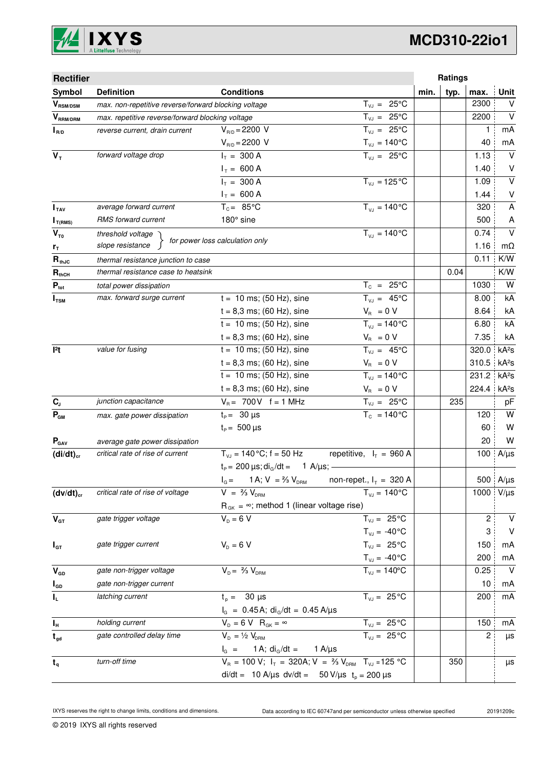| Rectifier | | | | Ratings | | | |
|---|---|---|---|---|---|---|---|
| **Symbol** | **Definition** | **Conditions** | | **min.** | **typ.** | **max.** | **Unit** |
| $V_{RSM/DSM}$ | max. non-repetitive reverse/forward blocking voltage | | $T_{VJ}$ = 25°C | | | 2300 | V |
| $V_{RRM/DRM}$ | max. repetitive reverse/forward blocking voltage | | $T_{VJ}$ = 25°C | | | 2200 | V |
| $I_{R/D}$ | reverse current, drain current | $V_{R/D}$ = 2200 V | $T_{VJ}$ = 25°C | | | 1 | mA |
| | | $V_{R/D}$ = 2200 V | $T_{VJ}$ = 140°C | | | 40 | mA |
| $V_T$ | forward voltage drop | $I_T$ = 300 A | $T_{VJ}$ = 25°C | | | 1.13 | V |
| | | $I_T$ = 600 A | | | | 1.40 | V |
| | | $I_T$ = 300 A | $T_{VJ}$ = 125°C | | | 1.09 | V |
| | | $I_T$ = 600 A | | | | 1.44 | V |
| $I_{TAV}$ | average forward current | $T_C$ = 85°C | $T_{VJ}$ = 140°C | | | 320 | A |
| $I_{T(RMS)}$ | RMS forward current | 180° sine | | | | 500 | A |
| $V_{T0}$ | threshold voltage | for power loss calculation only | $T_{VJ}$ = 140°C | | | 0.74 | V |
| $r_T$ | slope resistance | | | | | 1.16 | mΩ |
| $R_{thJC}$ | thermal resistance junction to case | | | | | 0.11 | K/W |
| $R_{thCH}$ | thermal resistance case to heatsink | | | | 0.04 | | K/W |
| $P_{tot}$ | total power dissipation | | $T_C$ = 25°C | | | 1030 | W |
| $I_{TSM}$ | max. forward surge current | t = 10 ms; (50 Hz), sine | $T_{VJ}$ = 45°C | | | 8.00 | kA |
| | | t = 8,3 ms; (60 Hz), sine | $V_R$ = 0 V | | | 8.64 | kA |
| | | t = 10 ms; (50 Hz), sine | $T_{VJ}$ = 140°C | | | 6.80 | kA |
| | | t = 8,3 ms; (60 Hz), sine | $V_R$ = 0 V | | | 7.35 | kA |
| $I^2t$ | value for fusing | t = 10 ms; (50 Hz), sine | $T_{VJ}$ = 45°C | | | 320.0 | kA²s |
| | | t = 8,3 ms; (60 Hz), sine | $V_R$ = 0 V | | | 310.5 | kA²s |
| | | t = 10 ms; (50 Hz), sine | $T_{VJ}$ = 140°C | | | 231.2 | kA²s |
| | | t = 8,3 ms; (60 Hz), sine | $V_R$ = 0 V | | | 224.4 | kA²s |
| $C_J$ | junction capacitance | $V_R$ = 700 V f = 1 MHz | $T_{VJ}$ = 25°C | | 235 | | pF |
| $P_{GM}$ | max. gate power dissipation | $t_P$ = 30 µs | $T_C$ = 140°C | | | 120 | W |
| | | $t_P$ = 500 µs | | | | 60 | W |
| $P_{GAV}$ | average gate power dissipation | | | | | 20 | W |
| $(di/dt)_{cr}$ | critical rate of rise of current | $T_{VJ}$ = 140°C; f = 50 Hz | repetitive, $I_T$ = 960 A | | | 100 | A/µs |
| | | $t_P$ = 200 µs; $di_G/dt$ = 1 A/µs; | | | | | |
| | | $I_G$ = 1 A; V = ⅔ $V_{DRM}$ | non-repet., $I_T$ = 320 A | | | 500 | A/µs |
| $(dv/dt)_{cr}$ | critical rate of rise of voltage | V = ⅔ $V_{DRM}$ | $T_{VJ}$ = 140°C | | | 1000 | V/µs |
| | | $R_{GK}$ = ∞; method 1 (linear voltage rise) | | | | | |
| $V_{GT}$ | gate trigger voltage | $V_D$ = 6 V | $T_{VJ}$ = 25°C | | | 2 | V |
| | | | $T_{VJ}$ = -40°C | | | 3 | V |
| $I_{GT}$ | gate trigger current | $V_D$ = 6 V | $T_{VJ}$ = 25°C | | | 150 | mA |
| | | | $T_{VJ}$ = -40°C | | | 200 | mA |
| $V_{GD}$ | gate non-trigger voltage | $V_D$ = ⅔ $V_{DRM}$ | $T_{VJ}$ = 140°C | | | 0.25 | V |
| $I_{GD}$ | gate non-trigger current | | | | | 10 | mA |
| $I_L$ | latching current | $t_p$ = 30 µs | $T_{VJ}$ = 25°C | | | 200 | mA |
| | | $I_G$ = 0.45 A; $di_G/dt$ = 0.45 A/µs | | | | | |
| $I_H$ | holding current | $V_D$ = 6 V $R_{GK}$ = ∞ | $T_{VJ}$ = 25°C | | | 150 | mA |
| $t_{gd}$ | gate controlled delay time | $V_D$ = ½ $V_{DRM}$ | $T_{VJ}$ = 25°C | | | 2 | µs |
| | | $I_G$ = 1 A; $di_G/dt$ = 1 A/µs | | | | | |
| $t_q$ | turn-off time | $V_R$ = 100 V; $I_T$ = 320A; V = ⅔ $V_{DRM}$ | $T_{VJ}$ = 125 °C | | 350 | | µs |
| | | di/dt = 10 A/µs dv/dt = 50 V/µs $t_p$ = 200 µs | | | | | |

IXYS reserves the right to change limits, conditions and dimensions.

Data according to IEC 60747and per semiconductor unless otherwise specified

20191209c

© 2019 IXYS all rights reserved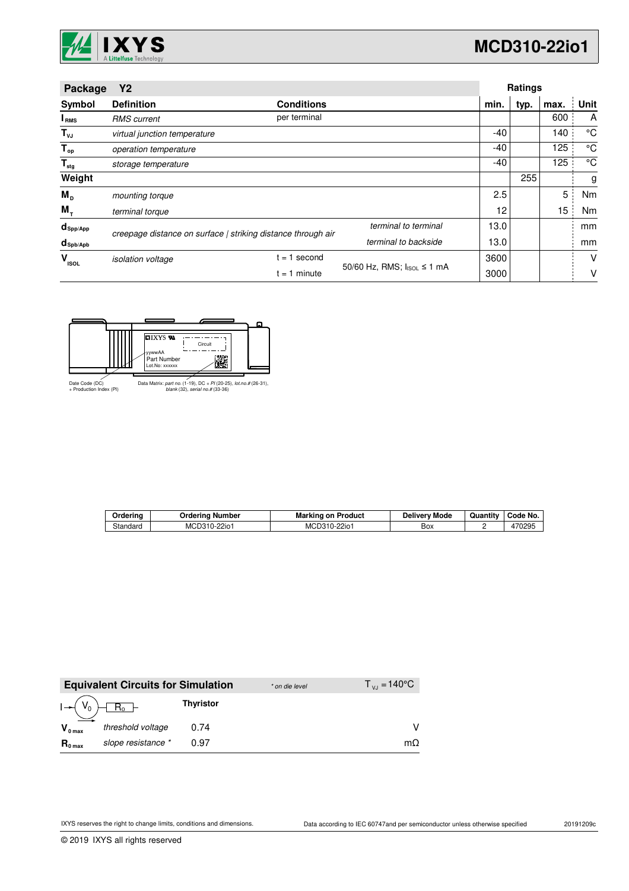| Package | Y2 | | | Ratings | | | |
|---|---|---|---|---|---|---|---|
| **Symbol** | **Definition** | **Conditions** | | **min.** | **typ.** | **max.** | **Unit** |
| $I_{RMS}$ | *RMS current* | per terminal | | | | 600 | A |
| $T_{VJ}$ | *virtual junction temperature* | | | -40 | | 140 | °C |
| $T_{op}$ | *operation temperature* | | | -40 | | 125 | °C |
| $T_{stg}$ | *storage temperature* | | | -40 | | 125 | °C |
| **Weight** | | | | | 255 | | g |
| $M_D$ | *mounting torque* | | | 2.5 | | 5 | Nm |
| $M_T$ | *terminal torque* | | | 12 | | 15 | Nm |
| $d_{Spp/App}$ | *creepage distance on surface \| striking distance through air* | | *terminal to terminal* | 13.0 | | | mm |
| $d_{Spb/Apb}$ | | | *terminal to backside* | 13.0 | | | mm |
| $V_{ISOL}$ | *isolation voltage* | t = 1 second | 50/60 Hz, RMS; $I_{ISOL} \le 1$ mA | 3600 | | | V |
| | | t = 1 minute | | 3000 | | | V |

Date Code (DC) + Production Index (PI)

Data Matrix: *part no.* (1-19), DC + *PI* (20-25), *lot.no.#* (26-31), *blank* (32), *serial no.#* (33-36)

| Ordering | Ordering Number | Marking on Product | Delivery Mode | Quantity | Code No. |
|---|---|---|---|---|---|
| Standard | MCD310-22io1 | MCD310-22io1 | Box | 2 | 470295 |

| Equivalent Circuits for Simulation | | * on die level | $T_{VJ} = 140°C$ |
|---|---|---|---|
| | | **Thyristor** | |
| $V_{0\,max}$ | *threshold voltage* | 0.74 | V |
| $R_{0\,max}$ | *slope resistance \** | 0.97 | mΩ |

IXYS reserves the right to change limits, conditions and dimensions.

Data according to IEC 60747and per semiconductor unless otherwise specified

20191209c

© 2019 IXYS all rights reserved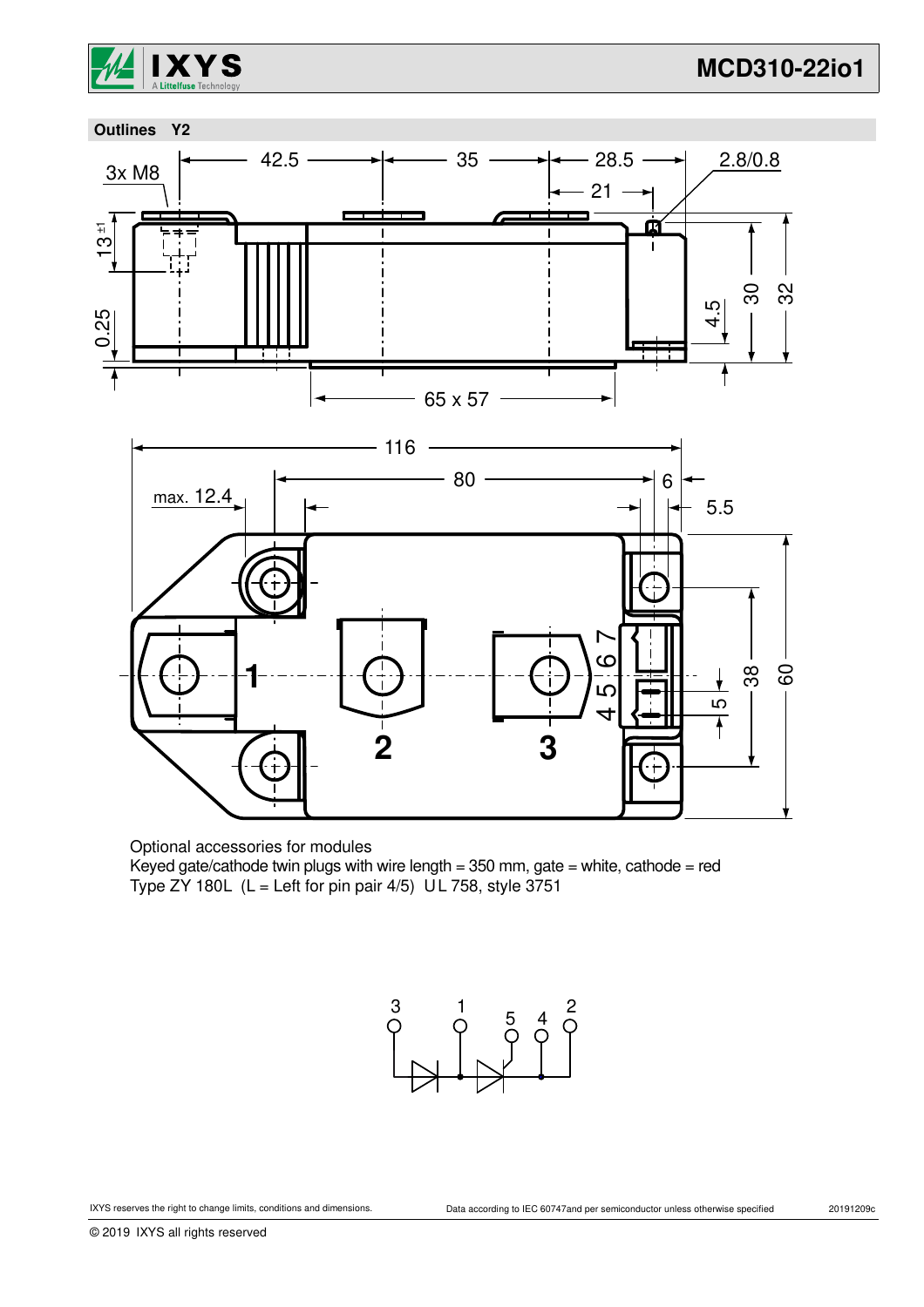## Outlines Y2

Optional accessories for modules
Keyed gate/cathode twin plugs with wire length = 350 mm, gate = white, cathode = red
Type ZY 180L (L = Left for pin pair 4/5) UL 758, style 3751

IXYS reserves the right to change limits, conditions and dimensions.

Data according to IEC 60747and per semiconductor unless otherwise specified

20191209c

© 2019 IXYS all rights reserved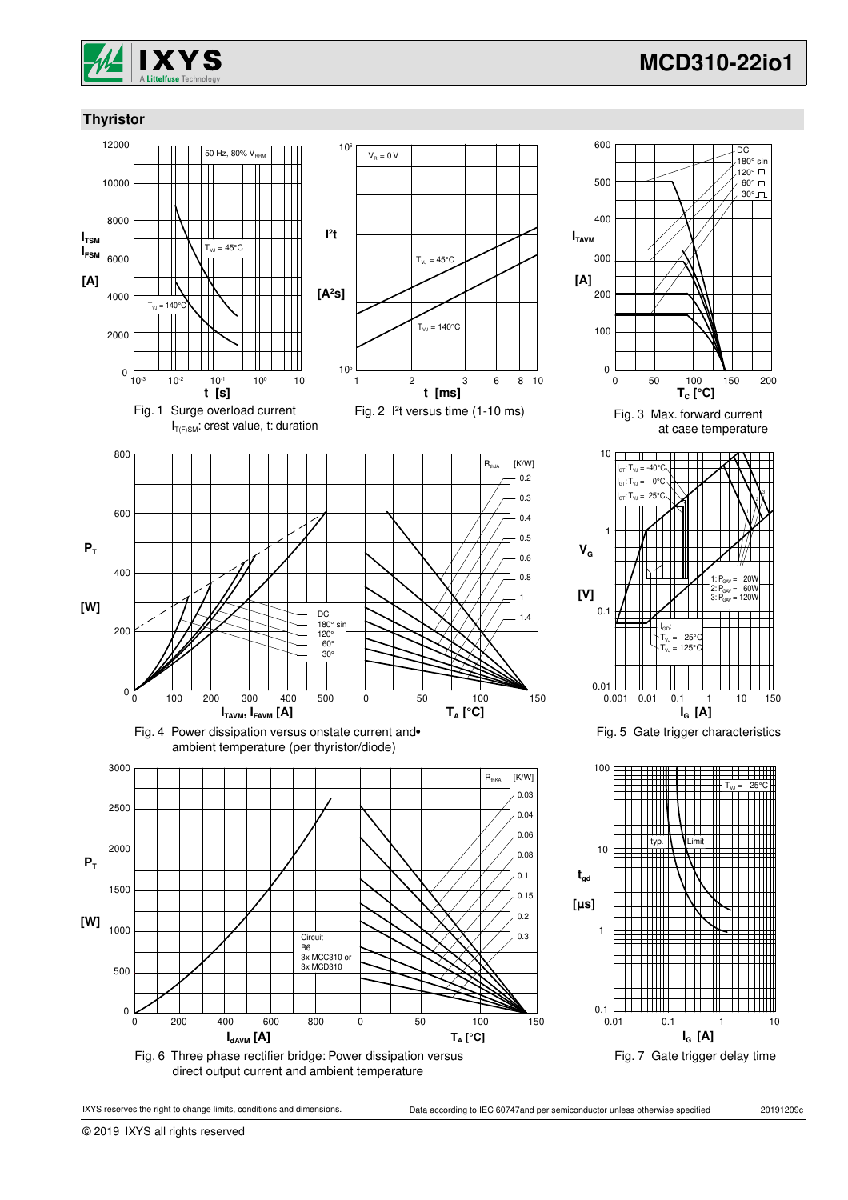## Thyristor

Fig. 1 Surge overload current
$I_{T(F)SM}$: crest value, t: duration

Fig. 2 $I^2t$ versus time (1-10 ms)

Fig. 3 Max. forward current at case temperature

Fig. 4 Power dissipation versus onstate current and ambient temperature (per thyristor/diode)

Fig. 5 Gate trigger characteristics

Fig. 6 Three phase rectifier bridge: Power dissipation versus direct output current and ambient temperature

Fig. 7 Gate trigger delay time

IXYS reserves the right to change limits, conditions and dimensions.

Data according to IEC 60747and per semiconductor unless otherwise specified

20191209c

© 2019 IXYS all rights reserved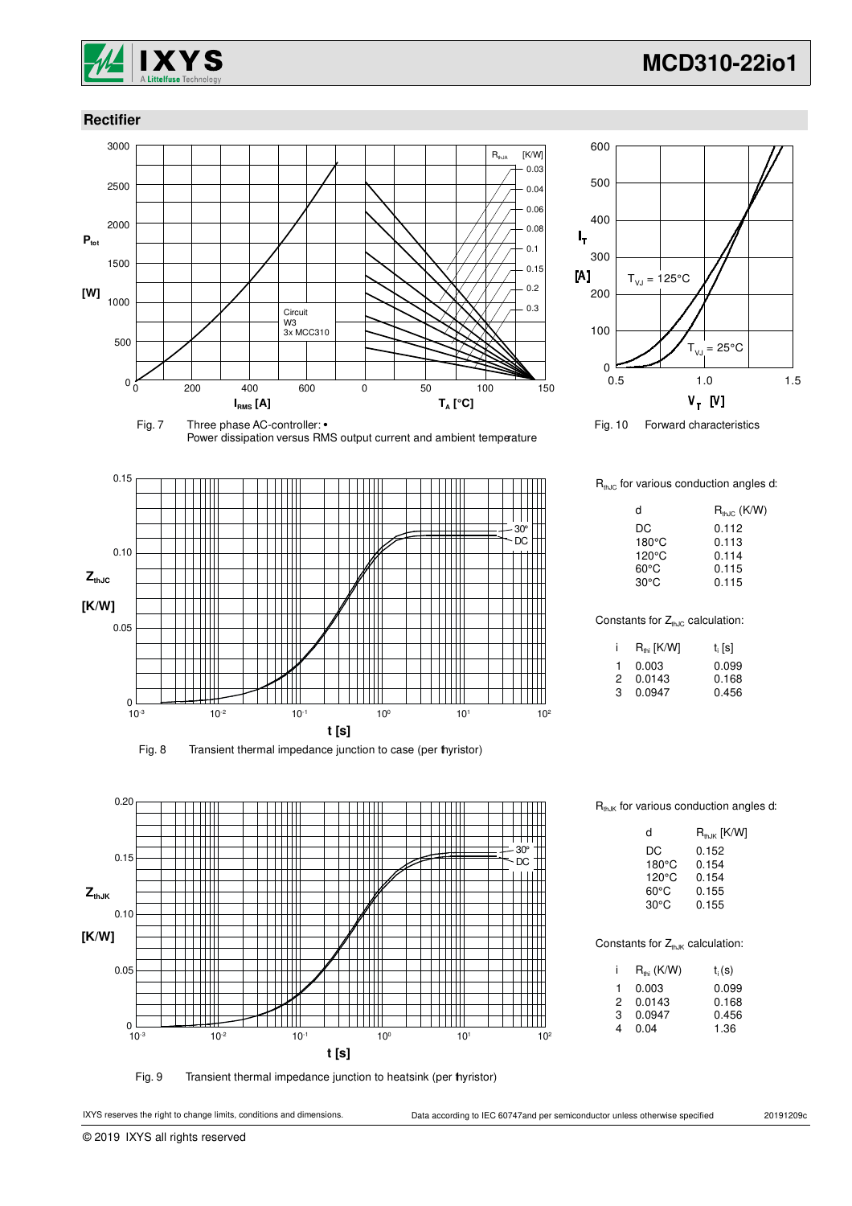## Rectifier

$P_{tot}$ [W]

3000
2500
2000
1500
1000
500
0

0 200 400 600

$I_{RMS}$ [A]

Circuit
W3
3x MCC310

0 50 100 150

$T_A$ [°C]

$R_{thJA}$ [K/W]
0.03
0.04
0.06
0.08
0.1
0.15
0.2
0.3

Fig. 7 Three phase AC-controller: •
Power dissipation versus RMS output current and ambient temperature

$I_T$ [A]

600
500
400
300
200
100
0

0.5 1.0 1.5

$V_T$ [V]

$T_{VJ}$ = 125°C
$T_{VJ}$ = 25°C

Fig. 10 Forward characteristics

$Z_{thJC}$ [K/W]

0.15
0.10
0.05
0

$10^{-3}$ $10^{-2}$ $10^{-1}$ $10^{0}$ $10^{1}$ $10^{2}$

t [s]

30°
DC

Fig. 8 Transient thermal impedance junction to case (per thyristor)

$R_{thJC}$ for various conduction angles d:

| d | $R_{thJC}$ (K/W) |
|---|---|
| DC | 0.112 |
| 180°C | 0.113 |
| 120°C | 0.114 |
| 60°C | 0.115 |
| 30°C | 0.115 |

Constants for $Z_{thJC}$ calculation:

| i | $R_{thi}$ [K/W] | $t_i$ [s] |
|---|---|---|
| 1 | 0.003 | 0.099 |
| 2 | 0.0143 | 0.168 |
| 3 | 0.0947 | 0.456 |

$Z_{thJK}$ [K/W]

0.20
0.15
0.10
0.05
0

$10^{-3}$ $10^{-2}$ $10^{-1}$ $10^{0}$ $10^{1}$ $10^{2}$

t [s]

30°
DC

Fig. 9 Transient thermal impedance junction to heatsink (per thyristor)

$R_{thJK}$ for various conduction angles d:

| d | $R_{thJK}$ [K/W] |
|---|---|
| DC | 0.152 |
| 180°C | 0.154 |
| 120°C | 0.154 |
| 60°C | 0.155 |
| 30°C | 0.155 |

Constants for $Z_{thJK}$ calculation:

| i | $R_{thi}$ (K/W) | $t_i$ (s) |
|---|---|---|
| 1 | 0.003 | 0.099 |
| 2 | 0.0143 | 0.168 |
| 3 | 0.0947 | 0.456 |
| 4 | 0.04 | 1.36 |

IXYS reserves the right to change limits, conditions and dimensions. Data according to IEC 60747and per semiconductor unless otherwise specified 20191209c

© 2019 IXYS all rights reserved